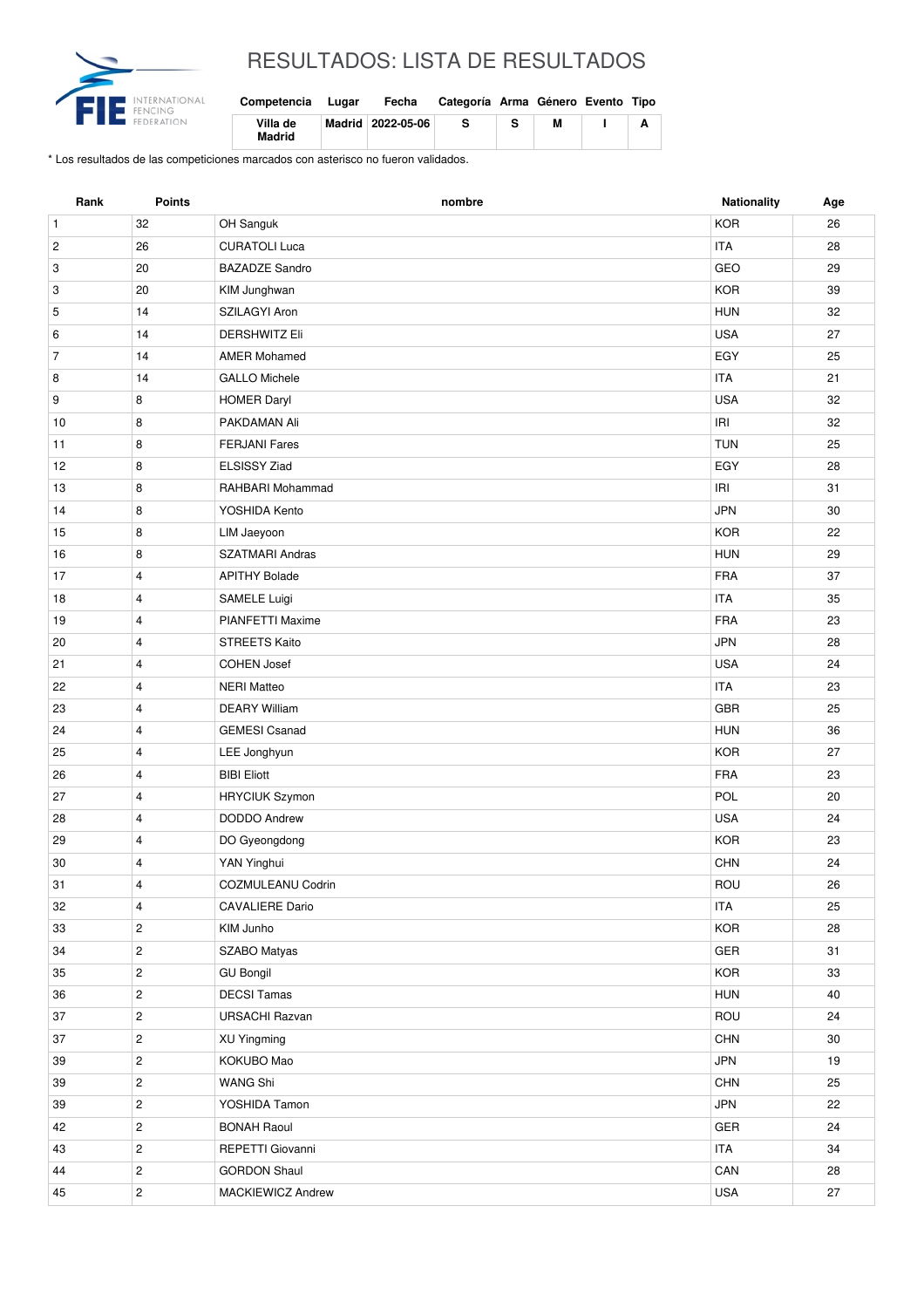# RESULTADOS: LISTA DE RESULTADOS

| Competencia | Lugar | Fecha | Categoría | Arma | Género | Evento | Tipo |
|---|---|---|---|---|---|---|---|
| Villa de Madrid | Madrid | 2022-05-06 | S | S | M | I | A |

* Los resultados de las competiciones marcados con asterisco no fueron validados.

| Rank | Points | nombre | Nationality | Age |
|---|---|---|---|---|
| 1 | 32 | OH Sanguk | KOR | 26 |
| 2 | 26 | CURATOLI Luca | ITA | 28 |
| 3 | 20 | BAZADZE Sandro | GEO | 29 |
| 3 | 20 | KIM Junghwan | KOR | 39 |
| 5 | 14 | SZILAGYI Aron | HUN | 32 |
| 6 | 14 | DERSHWITZ Eli | USA | 27 |
| 7 | 14 | AMER Mohamed | EGY | 25 |
| 8 | 14 | GALLO Michele | ITA | 21 |
| 9 | 8 | HOMER Daryl | USA | 32 |
| 10 | 8 | PAKDAMAN Ali | IRI | 32 |
| 11 | 8 | FERJANI Fares | TUN | 25 |
| 12 | 8 | ELSISSY Ziad | EGY | 28 |
| 13 | 8 | RAHBARI Mohammad | IRI | 31 |
| 14 | 8 | YOSHIDA Kento | JPN | 30 |
| 15 | 8 | LIM Jaeyoon | KOR | 22 |
| 16 | 8 | SZATMARI Andras | HUN | 29 |
| 17 | 4 | APITHY Bolade | FRA | 37 |
| 18 | 4 | SAMELE Luigi | ITA | 35 |
| 19 | 4 | PIANFETTI Maxime | FRA | 23 |
| 20 | 4 | STREETS Kaito | JPN | 28 |
| 21 | 4 | COHEN Josef | USA | 24 |
| 22 | 4 | NERI Matteo | ITA | 23 |
| 23 | 4 | DEARY William | GBR | 25 |
| 24 | 4 | GEMESI Csanad | HUN | 36 |
| 25 | 4 | LEE Jonghyun | KOR | 27 |
| 26 | 4 | BIBI Eliott | FRA | 23 |
| 27 | 4 | HRYCIUK Szymon | POL | 20 |
| 28 | 4 | DODDO Andrew | USA | 24 |
| 29 | 4 | DO Gyeongdong | KOR | 23 |
| 30 | 4 | YAN Yinghui | CHN | 24 |
| 31 | 4 | COZMULEANU Codrin | ROU | 26 |
| 32 | 4 | CAVALIERE Dario | ITA | 25 |
| 33 | 2 | KIM Junho | KOR | 28 |
| 34 | 2 | SZABO Matyas | GER | 31 |
| 35 | 2 | GU Bongil | KOR | 33 |
| 36 | 2 | DECSI Tamas | HUN | 40 |
| 37 | 2 | URSACHI Razvan | ROU | 24 |
| 37 | 2 | XU Yingming | CHN | 30 |
| 39 | 2 | KOKUBO Mao | JPN | 19 |
| 39 | 2 | WANG Shi | CHN | 25 |
| 39 | 2 | YOSHIDA Tamon | JPN | 22 |
| 42 | 2 | BONAH Raoul | GER | 24 |
| 43 | 2 | REPETTI Giovanni | ITA | 34 |
| 44 | 2 | GORDON Shaul | CAN | 28 |
| 45 | 2 | MACKIEWICZ Andrew | USA | 27 |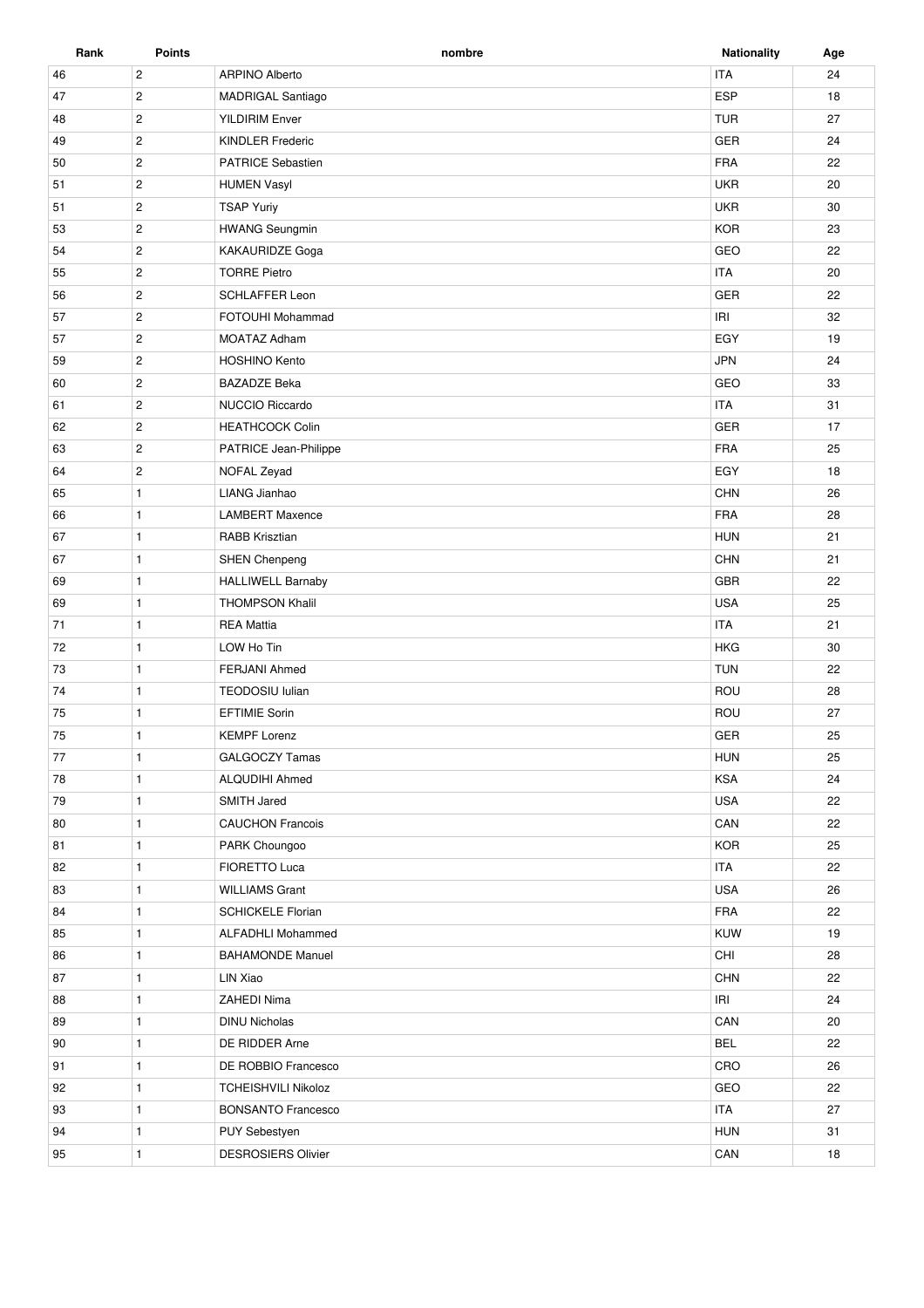| Rank | Points | nombre | Nationality | Age |
| --- | --- | --- | --- | --- |
| 46 | 2 | ARPINO Alberto | ITA | 24 |
| 47 | 2 | MADRIGAL Santiago | ESP | 18 |
| 48 | 2 | YILDIRIM Enver | TUR | 27 |
| 49 | 2 | KINDLER Frederic | GER | 24 |
| 50 | 2 | PATRICE Sebastien | FRA | 22 |
| 51 | 2 | HUMEN Vasyl | UKR | 20 |
| 51 | 2 | TSAP Yuriy | UKR | 30 |
| 53 | 2 | HWANG Seungmin | KOR | 23 |
| 54 | 2 | KAKAURIDZE Goga | GEO | 22 |
| 55 | 2 | TORRE Pietro | ITA | 20 |
| 56 | 2 | SCHLAFFER Leon | GER | 22 |
| 57 | 2 | FOTOUHI Mohammad | IRI | 32 |
| 57 | 2 | MOATAZ Adham | EGY | 19 |
| 59 | 2 | HOSHINO Kento | JPN | 24 |
| 60 | 2 | BAZADZE Beka | GEO | 33 |
| 61 | 2 | NUCCIO Riccardo | ITA | 31 |
| 62 | 2 | HEATHCOCK Colin | GER | 17 |
| 63 | 2 | PATRICE Jean-Philippe | FRA | 25 |
| 64 | 2 | NOFAL Zeyad | EGY | 18 |
| 65 | 1 | LIANG Jianhao | CHN | 26 |
| 66 | 1 | LAMBERT Maxence | FRA | 28 |
| 67 | 1 | RABB Krisztian | HUN | 21 |
| 67 | 1 | SHEN Chenpeng | CHN | 21 |
| 69 | 1 | HALLIWELL Barnaby | GBR | 22 |
| 69 | 1 | THOMPSON Khalil | USA | 25 |
| 71 | 1 | REA Mattia | ITA | 21 |
| 72 | 1 | LOW Ho Tin | HKG | 30 |
| 73 | 1 | FERJANI Ahmed | TUN | 22 |
| 74 | 1 | TEODOSIU Iulian | ROU | 28 |
| 75 | 1 | EFTIMIE Sorin | ROU | 27 |
| 75 | 1 | KEMPF Lorenz | GER | 25 |
| 77 | 1 | GALGOCZY Tamas | HUN | 25 |
| 78 | 1 | ALQUDIHI Ahmed | KSA | 24 |
| 79 | 1 | SMITH Jared | USA | 22 |
| 80 | 1 | CAUCHON Francois | CAN | 22 |
| 81 | 1 | PARK Choungoo | KOR | 25 |
| 82 | 1 | FIORETTO Luca | ITA | 22 |
| 83 | 1 | WILLIAMS Grant | USA | 26 |
| 84 | 1 | SCHICKELE Florian | FRA | 22 |
| 85 | 1 | ALFADHLI Mohammed | KUW | 19 |
| 86 | 1 | BAHAMONDE Manuel | CHI | 28 |
| 87 | 1 | LIN Xiao | CHN | 22 |
| 88 | 1 | ZAHEDI Nima | IRI | 24 |
| 89 | 1 | DINU Nicholas | CAN | 20 |
| 90 | 1 | DE RIDDER Arne | BEL | 22 |
| 91 | 1 | DE ROBBIO Francesco | CRO | 26 |
| 92 | 1 | TCHEISHVILI Nikoloz | GEO | 22 |
| 93 | 1 | BONSANTO Francesco | ITA | 27 |
| 94 | 1 | PUY Sebestyen | HUN | 31 |
| 95 | 1 | DESROSIERS Olivier | CAN | 18 |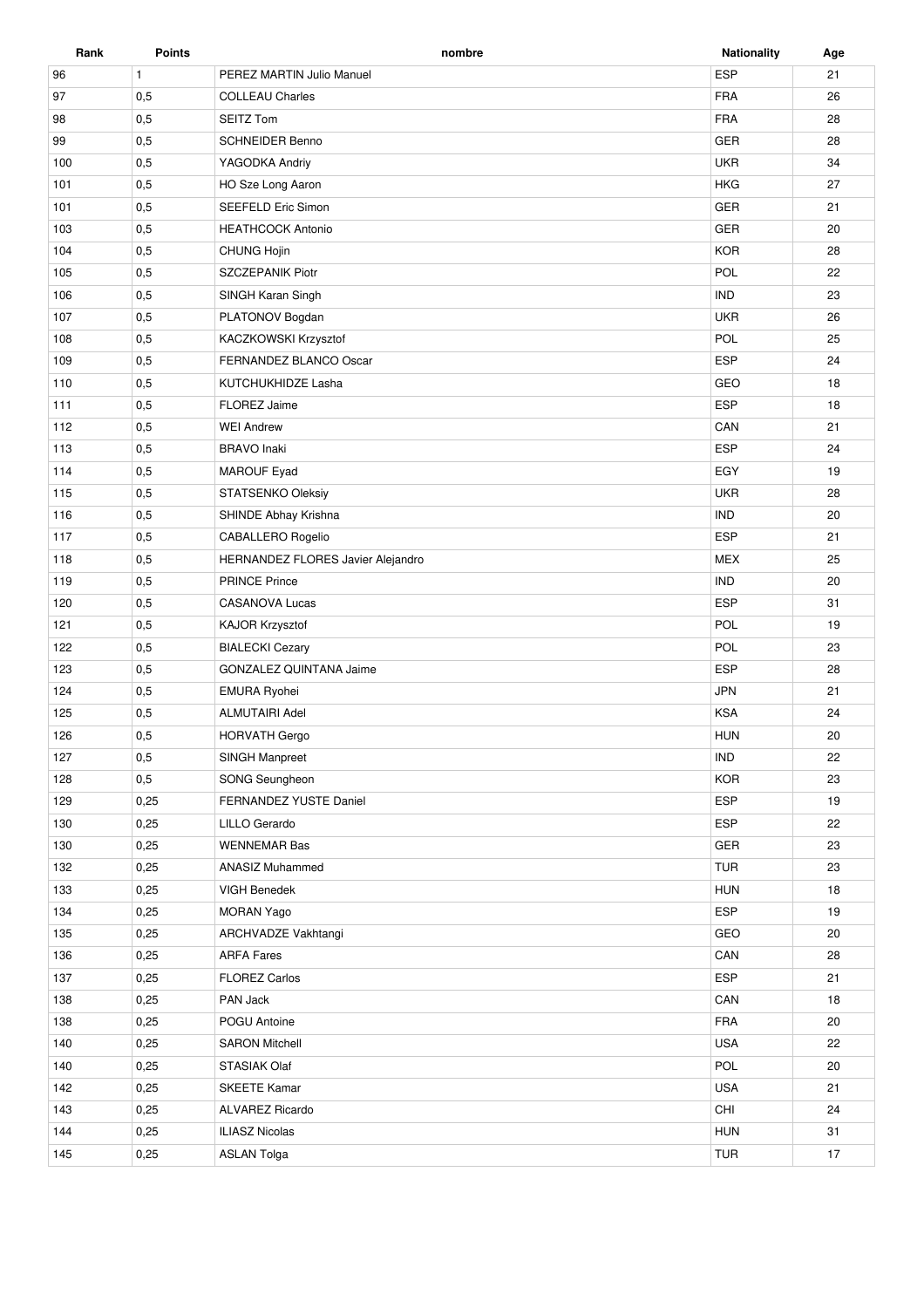| Rank | Points | nombre | Nationality | Age |
|---|---|---|---|---|
| 96 | 1 | PEREZ MARTIN Julio Manuel | ESP | 21 |
| 97 | 0,5 | COLLEAU Charles | FRA | 26 |
| 98 | 0,5 | SEITZ Tom | FRA | 28 |
| 99 | 0,5 | SCHNEIDER Benno | GER | 28 |
| 100 | 0,5 | YAGODKA Andriy | UKR | 34 |
| 101 | 0,5 | HO Sze Long Aaron | HKG | 27 |
| 101 | 0,5 | SEEFELD Eric Simon | GER | 21 |
| 103 | 0,5 | HEATHCOCK Antonio | GER | 20 |
| 104 | 0,5 | CHUNG Hojin | KOR | 28 |
| 105 | 0,5 | SZCZEPANIK Piotr | POL | 22 |
| 106 | 0,5 | SINGH Karan Singh | IND | 23 |
| 107 | 0,5 | PLATONOV Bogdan | UKR | 26 |
| 108 | 0,5 | KACZKOWSKI Krzysztof | POL | 25 |
| 109 | 0,5 | FERNANDEZ BLANCO Oscar | ESP | 24 |
| 110 | 0,5 | KUTCHUKHIDZE Lasha | GEO | 18 |
| 111 | 0,5 | FLOREZ Jaime | ESP | 18 |
| 112 | 0,5 | WEI Andrew | CAN | 21 |
| 113 | 0,5 | BRAVO Inaki | ESP | 24 |
| 114 | 0,5 | MAROUF Eyad | EGY | 19 |
| 115 | 0,5 | STATSENKO Oleksiy | UKR | 28 |
| 116 | 0,5 | SHINDE Abhay Krishna | IND | 20 |
| 117 | 0,5 | CABALLERO Rogelio | ESP | 21 |
| 118 | 0,5 | HERNANDEZ FLORES Javier Alejandro | MEX | 25 |
| 119 | 0,5 | PRINCE Prince | IND | 20 |
| 120 | 0,5 | CASANOVA Lucas | ESP | 31 |
| 121 | 0,5 | KAJOR Krzysztof | POL | 19 |
| 122 | 0,5 | BIALECKI Cezary | POL | 23 |
| 123 | 0,5 | GONZALEZ QUINTANA Jaime | ESP | 28 |
| 124 | 0,5 | EMURA Ryohei | JPN | 21 |
| 125 | 0,5 | ALMUTAIRI Adel | KSA | 24 |
| 126 | 0,5 | HORVATH Gergo | HUN | 20 |
| 127 | 0,5 | SINGH Manpreet | IND | 22 |
| 128 | 0,5 | SONG Seungheon | KOR | 23 |
| 129 | 0,25 | FERNANDEZ YUSTE Daniel | ESP | 19 |
| 130 | 0,25 | LILLO Gerardo | ESP | 22 |
| 130 | 0,25 | WENNEMAR Bas | GER | 23 |
| 132 | 0,25 | ANASIZ Muhammed | TUR | 23 |
| 133 | 0,25 | VIGH Benedek | HUN | 18 |
| 134 | 0,25 | MORAN Yago | ESP | 19 |
| 135 | 0,25 | ARCHVADZE Vakhtangi | GEO | 20 |
| 136 | 0,25 | ARFA Fares | CAN | 28 |
| 137 | 0,25 | FLOREZ Carlos | ESP | 21 |
| 138 | 0,25 | PAN Jack | CAN | 18 |
| 138 | 0,25 | POGU Antoine | FRA | 20 |
| 140 | 0,25 | SARON Mitchell | USA | 22 |
| 140 | 0,25 | STASIAK Olaf | POL | 20 |
| 142 | 0,25 | SKEETE Kamar | USA | 21 |
| 143 | 0,25 | ALVAREZ Ricardo | CHI | 24 |
| 144 | 0,25 | ILIASZ Nicolas | HUN | 31 |
| 145 | 0,25 | ASLAN Tolga | TUR | 17 |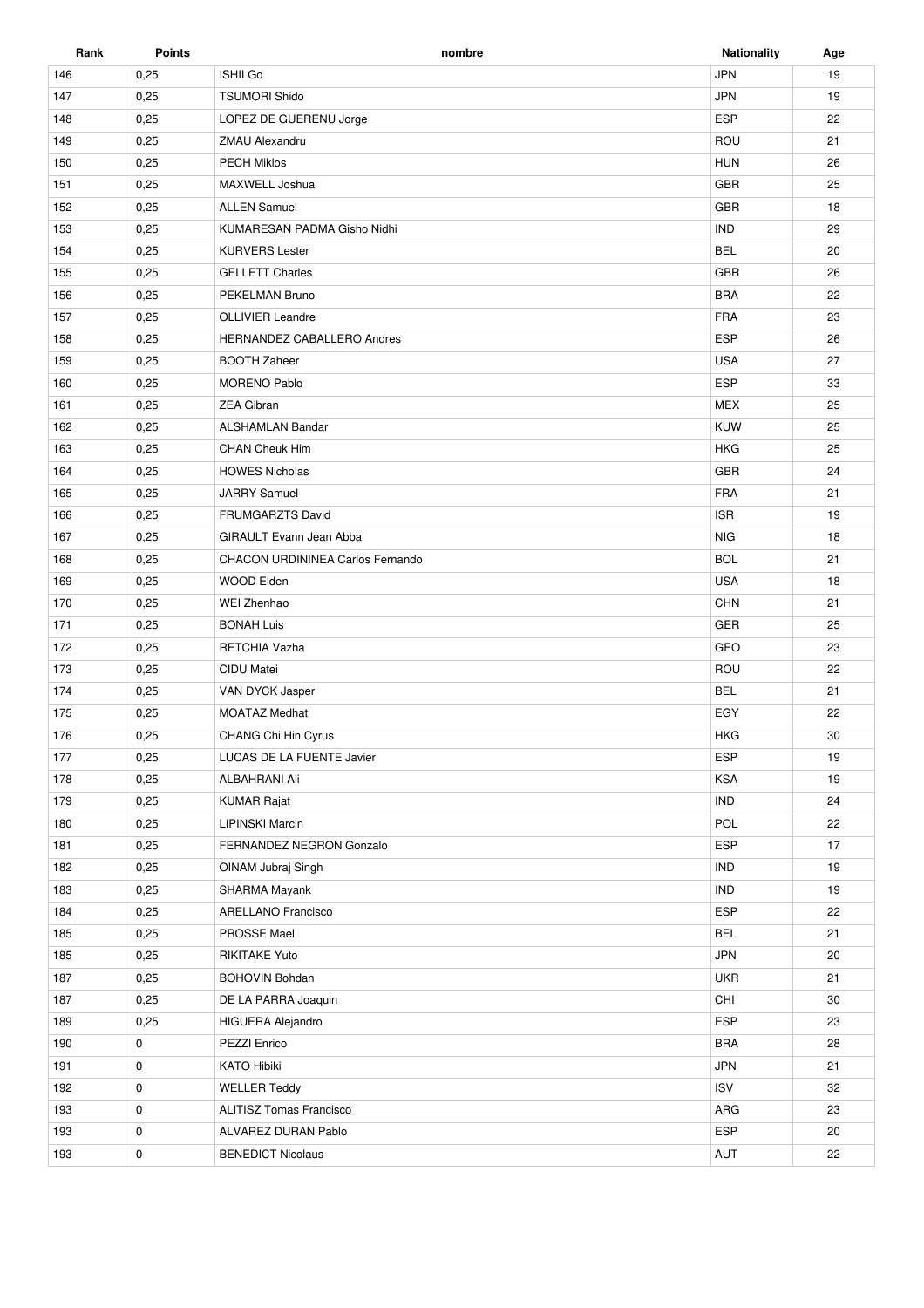| Rank | Points | nombre | Nationality | Age |
| --- | --- | --- | --- | --- |
| 146 | 0,25 | ISHII Go | JPN | 19 |
| 147 | 0,25 | TSUMORI Shido | JPN | 19 |
| 148 | 0,25 | LOPEZ DE GUERENU Jorge | ESP | 22 |
| 149 | 0,25 | ZMAU Alexandru | ROU | 21 |
| 150 | 0,25 | PECH Miklos | HUN | 26 |
| 151 | 0,25 | MAXWELL Joshua | GBR | 25 |
| 152 | 0,25 | ALLEN Samuel | GBR | 18 |
| 153 | 0,25 | KUMARESAN PADMA Gisho Nidhi | IND | 29 |
| 154 | 0,25 | KURVERS Lester | BEL | 20 |
| 155 | 0,25 | GELLETT Charles | GBR | 26 |
| 156 | 0,25 | PEKELMAN Bruno | BRA | 22 |
| 157 | 0,25 | OLLIVIER Leandre | FRA | 23 |
| 158 | 0,25 | HERNANDEZ CABALLERO Andres | ESP | 26 |
| 159 | 0,25 | BOOTH Zaheer | USA | 27 |
| 160 | 0,25 | MORENO Pablo | ESP | 33 |
| 161 | 0,25 | ZEA Gibran | MEX | 25 |
| 162 | 0,25 | ALSHAMLAN Bandar | KUW | 25 |
| 163 | 0,25 | CHAN Cheuk Him | HKG | 25 |
| 164 | 0,25 | HOWES Nicholas | GBR | 24 |
| 165 | 0,25 | JARRY Samuel | FRA | 21 |
| 166 | 0,25 | FRUMGARZTS David | ISR | 19 |
| 167 | 0,25 | GIRAULT Evann Jean Abba | NIG | 18 |
| 168 | 0,25 | CHACON URDININEA Carlos Fernando | BOL | 21 |
| 169 | 0,25 | WOOD Elden | USA | 18 |
| 170 | 0,25 | WEI Zhenhao | CHN | 21 |
| 171 | 0,25 | BONAH Luis | GER | 25 |
| 172 | 0,25 | RETCHIA Vazha | GEO | 23 |
| 173 | 0,25 | CIDU Matei | ROU | 22 |
| 174 | 0,25 | VAN DYCK Jasper | BEL | 21 |
| 175 | 0,25 | MOATAZ Medhat | EGY | 22 |
| 176 | 0,25 | CHANG Chi Hin Cyrus | HKG | 30 |
| 177 | 0,25 | LUCAS DE LA FUENTE Javier | ESP | 19 |
| 178 | 0,25 | ALBAHRANI Ali | KSA | 19 |
| 179 | 0,25 | KUMAR Rajat | IND | 24 |
| 180 | 0,25 | LIPINSKI Marcin | POL | 22 |
| 181 | 0,25 | FERNANDEZ NEGRON Gonzalo | ESP | 17 |
| 182 | 0,25 | OINAM Jubraj Singh | IND | 19 |
| 183 | 0,25 | SHARMA Mayank | IND | 19 |
| 184 | 0,25 | ARELLANO Francisco | ESP | 22 |
| 185 | 0,25 | PROSSE Mael | BEL | 21 |
| 185 | 0,25 | RIKITAKE Yuto | JPN | 20 |
| 187 | 0,25 | BOHOVIN Bohdan | UKR | 21 |
| 187 | 0,25 | DE LA PARRA Joaquin | CHI | 30 |
| 189 | 0,25 | HIGUERA Alejandro | ESP | 23 |
| 190 | 0 | PEZZI Enrico | BRA | 28 |
| 191 | 0 | KATO Hibiki | JPN | 21 |
| 192 | 0 | WELLER Teddy | ISV | 32 |
| 193 | 0 | ALITISZ Tomas Francisco | ARG | 23 |
| 193 | 0 | ALVAREZ DURAN Pablo | ESP | 20 |
| 193 | 0 | BENEDICT Nicolaus | AUT | 22 |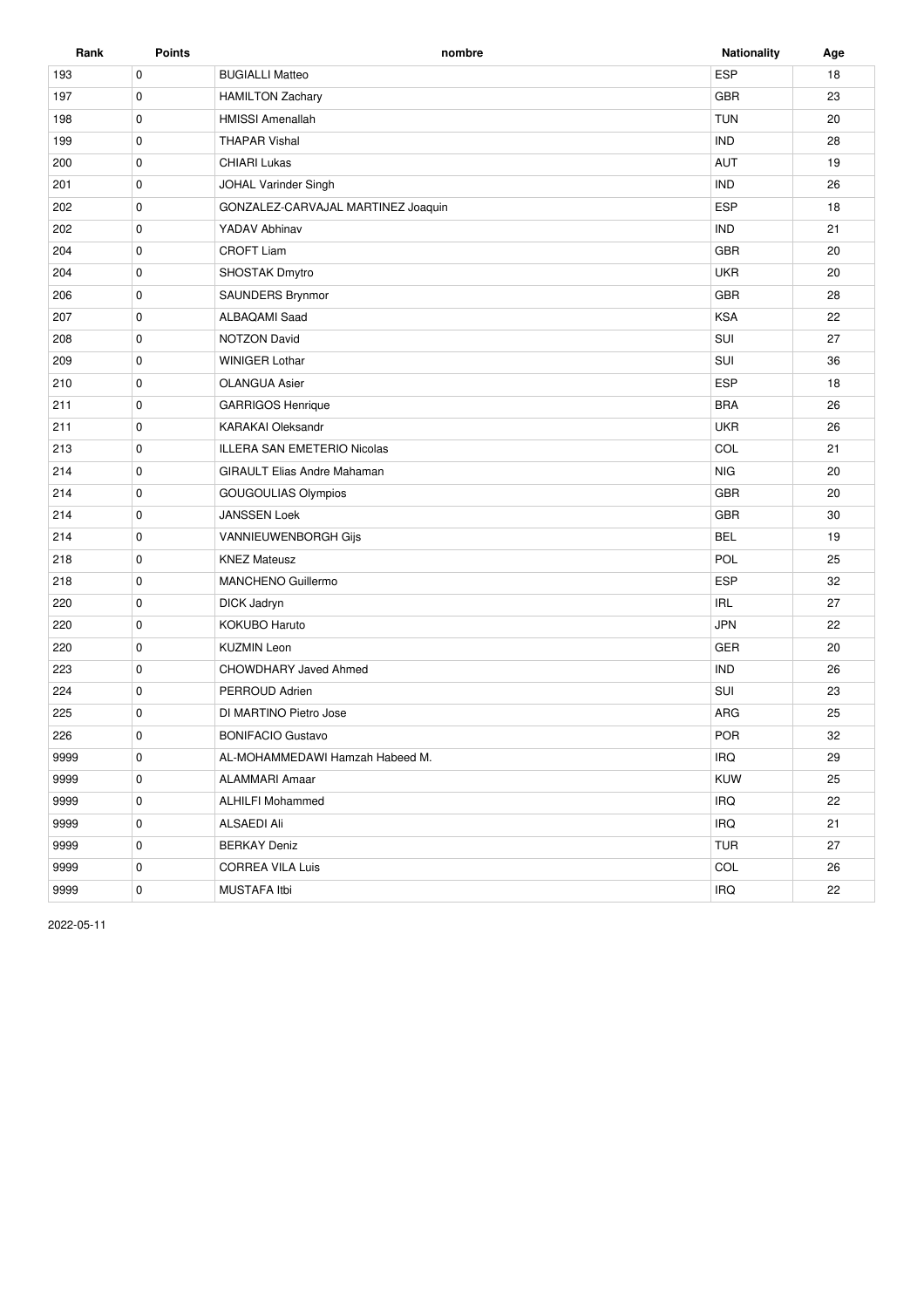| Rank | Points | nombre | Nationality | Age |
|---|---|---|---|---|
| 193 | 0 | BUGIALLI Matteo | ESP | 18 |
| 197 | 0 | HAMILTON Zachary | GBR | 23 |
| 198 | 0 | HMISSI Amenallah | TUN | 20 |
| 199 | 0 | THAPAR Vishal | IND | 28 |
| 200 | 0 | CHIARI Lukas | AUT | 19 |
| 201 | 0 | JOHAL Varinder Singh | IND | 26 |
| 202 | 0 | GONZALEZ-CARVAJAL MARTINEZ Joaquin | ESP | 18 |
| 202 | 0 | YADAV Abhinav | IND | 21 |
| 204 | 0 | CROFT Liam | GBR | 20 |
| 204 | 0 | SHOSTAK Dmytro | UKR | 20 |
| 206 | 0 | SAUNDERS Brynmor | GBR | 28 |
| 207 | 0 | ALBAQAMI Saad | KSA | 22 |
| 208 | 0 | NOTZON David | SUI | 27 |
| 209 | 0 | WINIGER Lothar | SUI | 36 |
| 210 | 0 | OLANGUA Asier | ESP | 18 |
| 211 | 0 | GARRIGOS Henrique | BRA | 26 |
| 211 | 0 | KARAKAI Oleksandr | UKR | 26 |
| 213 | 0 | ILLERA SAN EMETERIO Nicolas | COL | 21 |
| 214 | 0 | GIRAULT Elias Andre Mahaman | NIG | 20 |
| 214 | 0 | GOUGOULIAS Olympios | GBR | 20 |
| 214 | 0 | JANSSEN Loek | GBR | 30 |
| 214 | 0 | VANNIEUWENBORGH Gijs | BEL | 19 |
| 218 | 0 | KNEZ Mateusz | POL | 25 |
| 218 | 0 | MANCHENO Guillermo | ESP | 32 |
| 220 | 0 | DICK Jadryn | IRL | 27 |
| 220 | 0 | KOKUBO Haruto | JPN | 22 |
| 220 | 0 | KUZMIN Leon | GER | 20 |
| 223 | 0 | CHOWDHARY Javed Ahmed | IND | 26 |
| 224 | 0 | PERROUD Adrien | SUI | 23 |
| 225 | 0 | DI MARTINO Pietro Jose | ARG | 25 |
| 226 | 0 | BONIFACIO Gustavo | POR | 32 |
| 9999 | 0 | AL-MOHAMMEDAWI Hamzah Habeed M. | IRQ | 29 |
| 9999 | 0 | ALAMMARI Amaar | KUW | 25 |
| 9999 | 0 | ALHILFI Mohammed | IRQ | 22 |
| 9999 | 0 | ALSAEDI Ali | IRQ | 21 |
| 9999 | 0 | BERKAY Deniz | TUR | 27 |
| 9999 | 0 | CORREA VILA Luis | COL | 26 |
| 9999 | 0 | MUSTAFA Itbi | IRQ | 22 |

2022-05-11